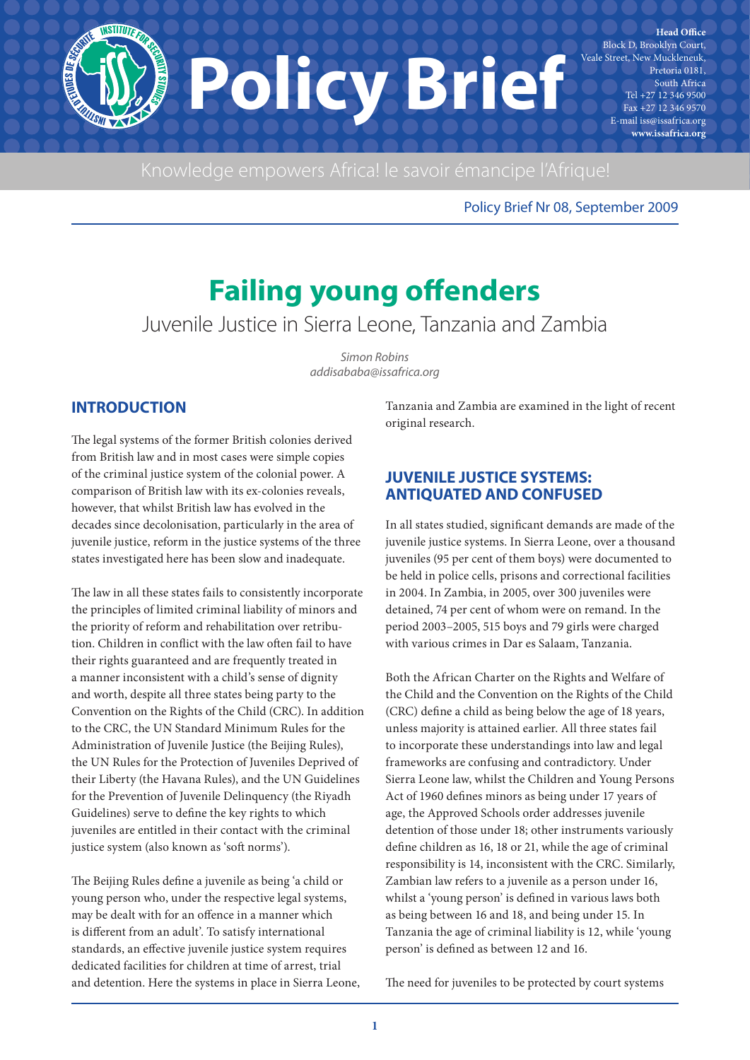# Policy Brief

**Head Office**
Block D, Brooklyn Court,
Veale Street, New Muckleneuk,
Pretoria 0181,
South Africa
Tel +27 12 346 9500
Fax +27 12 346 9570
E-mail iss@issafrica.org
**www.issafrica.org**

Knowledge empowers Africa! le savoir émancipe l'Afrique!

Policy Brief Nr 08, September 2009

# Failing young offenders

## Juvenile Justice in Sierra Leone, Tanzania and Zambia

*Simon Robins*
*addisababa@issafrica.org*

## INTRODUCTION

The legal systems of the former British colonies derived from British law and in most cases were simple copies of the criminal justice system of the colonial power. A comparison of British law with its ex-colonies reveals, however, that whilst British law has evolved in the decades since decolonisation, particularly in the area of juvenile justice, reform in the justice systems of the three states investigated here has been slow and inadequate.

The law in all these states fails to consistently incorporate the principles of limited criminal liability of minors and the priority of reform and rehabilitation over retribution. Children in conflict with the law often fail to have their rights guaranteed and are frequently treated in a manner inconsistent with a child's sense of dignity and worth, despite all three states being party to the Convention on the Rights of the Child (CRC). In addition to the CRC, the UN Standard Minimum Rules for the Administration of Juvenile Justice (the Beijing Rules), the UN Rules for the Protection of Juveniles Deprived of their Liberty (the Havana Rules), and the UN Guidelines for the Prevention of Juvenile Delinquency (the Riyadh Guidelines) serve to define the key rights to which juveniles are entitled in their contact with the criminal justice system (also known as 'soft norms').

The Beijing Rules define a juvenile as being 'a child or young person who, under the respective legal systems, may be dealt with for an offence in a manner which is different from an adult'. To satisfy international standards, an effective juvenile justice system requires dedicated facilities for children at time of arrest, trial and detention. Here the systems in place in Sierra Leone, Tanzania and Zambia are examined in the light of recent original research.

## JUVENILE JUSTICE SYSTEMS: ANTIQUATED AND CONFUSED

In all states studied, significant demands are made of the juvenile justice systems. In Sierra Leone, over a thousand juveniles (95 per cent of them boys) were documented to be held in police cells, prisons and correctional facilities in 2004. In Zambia, in 2005, over 300 juveniles were detained, 74 per cent of whom were on remand. In the period 2003–2005, 515 boys and 79 girls were charged with various crimes in Dar es Salaam, Tanzania.

Both the African Charter on the Rights and Welfare of the Child and the Convention on the Rights of the Child (CRC) define a child as being below the age of 18 years, unless majority is attained earlier. All three states fail to incorporate these understandings into law and legal frameworks are confusing and contradictory. Under Sierra Leone law, whilst the Children and Young Persons Act of 1960 defines minors as being under 17 years of age, the Approved Schools order addresses juvenile detention of those under 18; other instruments variously define children as 16, 18 or 21, while the age of criminal responsibility is 14, inconsistent with the CRC. Similarly, Zambian law refers to a juvenile as a person under 16, whilst a 'young person' is defined in various laws both as being between 16 and 18, and being under 15. In Tanzania the age of criminal liability is 12, while 'young person' is defined as between 12 and 16.

The need for juveniles to be protected by court systems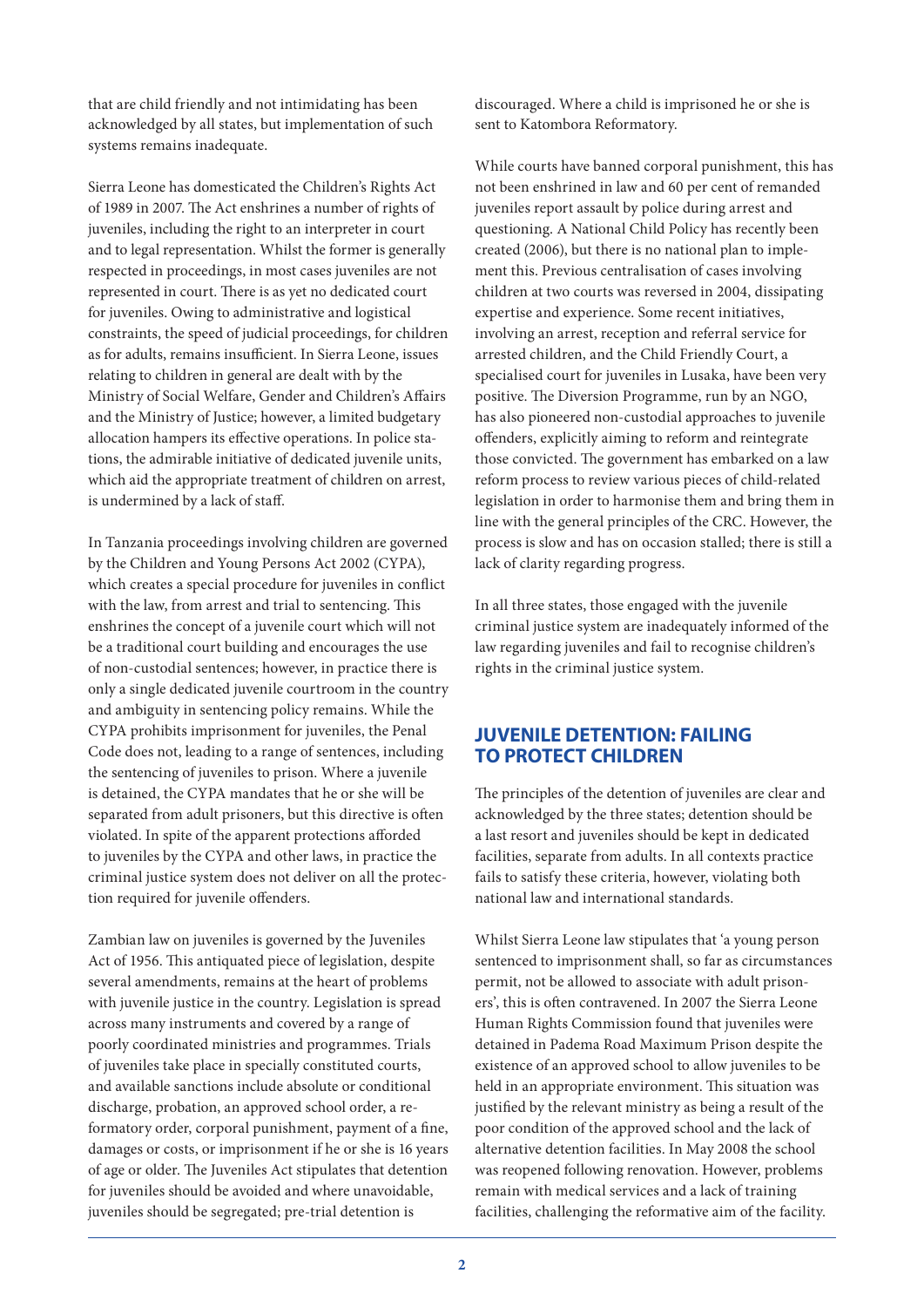that are child friendly and not intimidating has been acknowledged by all states, but implementation of such systems remains inadequate.

Sierra Leone has domesticated the Children's Rights Act of 1989 in 2007. The Act enshrines a number of rights of juveniles, including the right to an interpreter in court and to legal representation. Whilst the former is generally respected in proceedings, in most cases juveniles are not represented in court. There is as yet no dedicated court for juveniles. Owing to administrative and logistical constraints, the speed of judicial proceedings, for children as for adults, remains insufficient. In Sierra Leone, issues relating to children in general are dealt with by the Ministry of Social Welfare, Gender and Children's Affairs and the Ministry of Justice; however, a limited budgetary allocation hampers its effective operations. In police stations, the admirable initiative of dedicated juvenile units, which aid the appropriate treatment of children on arrest, is undermined by a lack of staff.

In Tanzania proceedings involving children are governed by the Children and Young Persons Act 2002 (CYPA), which creates a special procedure for juveniles in conflict with the law, from arrest and trial to sentencing. This enshrines the concept of a juvenile court which will not be a traditional court building and encourages the use of non-custodial sentences; however, in practice there is only a single dedicated juvenile courtroom in the country and ambiguity in sentencing policy remains. While the CYPA prohibits imprisonment for juveniles, the Penal Code does not, leading to a range of sentences, including the sentencing of juveniles to prison. Where a juvenile is detained, the CYPA mandates that he or she will be separated from adult prisoners, but this directive is often violated. In spite of the apparent protections afforded to juveniles by the CYPA and other laws, in practice the criminal justice system does not deliver on all the protection required for juvenile offenders.

Zambian law on juveniles is governed by the Juveniles Act of 1956. This antiquated piece of legislation, despite several amendments, remains at the heart of problems with juvenile justice in the country. Legislation is spread across many instruments and covered by a range of poorly coordinated ministries and programmes. Trials of juveniles take place in specially constituted courts, and available sanctions include absolute or conditional discharge, probation, an approved school order, a reformatory order, corporal punishment, payment of a fine, damages or costs, or imprisonment if he or she is 16 years of age or older. The Juveniles Act stipulates that detention for juveniles should be avoided and where unavoidable, juveniles should be segregated; pre-trial detention is discouraged. Where a child is imprisoned he or she is sent to Katombora Reformatory.

While courts have banned corporal punishment, this has not been enshrined in law and 60 per cent of remanded juveniles report assault by police during arrest and questioning. A National Child Policy has recently been created (2006), but there is no national plan to implement this. Previous centralisation of cases involving children at two courts was reversed in 2004, dissipating expertise and experience. Some recent initiatives, involving an arrest, reception and referral service for arrested children, and the Child Friendly Court, a specialised court for juveniles in Lusaka, have been very positive. The Diversion Programme, run by an NGO, has also pioneered non-custodial approaches to juvenile offenders, explicitly aiming to reform and reintegrate those convicted. The government has embarked on a law reform process to review various pieces of child-related legislation in order to harmonise them and bring them in line with the general principles of the CRC. However, the process is slow and has on occasion stalled; there is still a lack of clarity regarding progress.

In all three states, those engaged with the juvenile criminal justice system are inadequately informed of the law regarding juveniles and fail to recognise children's rights in the criminal justice system.

## JUVENILE DETENTION: FAILING TO PROTECT CHILDREN

The principles of the detention of juveniles are clear and acknowledged by the three states; detention should be a last resort and juveniles should be kept in dedicated facilities, separate from adults. In all contexts practice fails to satisfy these criteria, however, violating both national law and international standards.

Whilst Sierra Leone law stipulates that 'a young person sentenced to imprisonment shall, so far as circumstances permit, not be allowed to associate with adult prisoners', this is often contravened. In 2007 the Sierra Leone Human Rights Commission found that juveniles were detained in Padema Road Maximum Prison despite the existence of an approved school to allow juveniles to be held in an appropriate environment. This situation was justified by the relevant ministry as being a result of the poor condition of the approved school and the lack of alternative detention facilities. In May 2008 the school was reopened following renovation. However, problems remain with medical services and a lack of training facilities, challenging the reformative aim of the facility.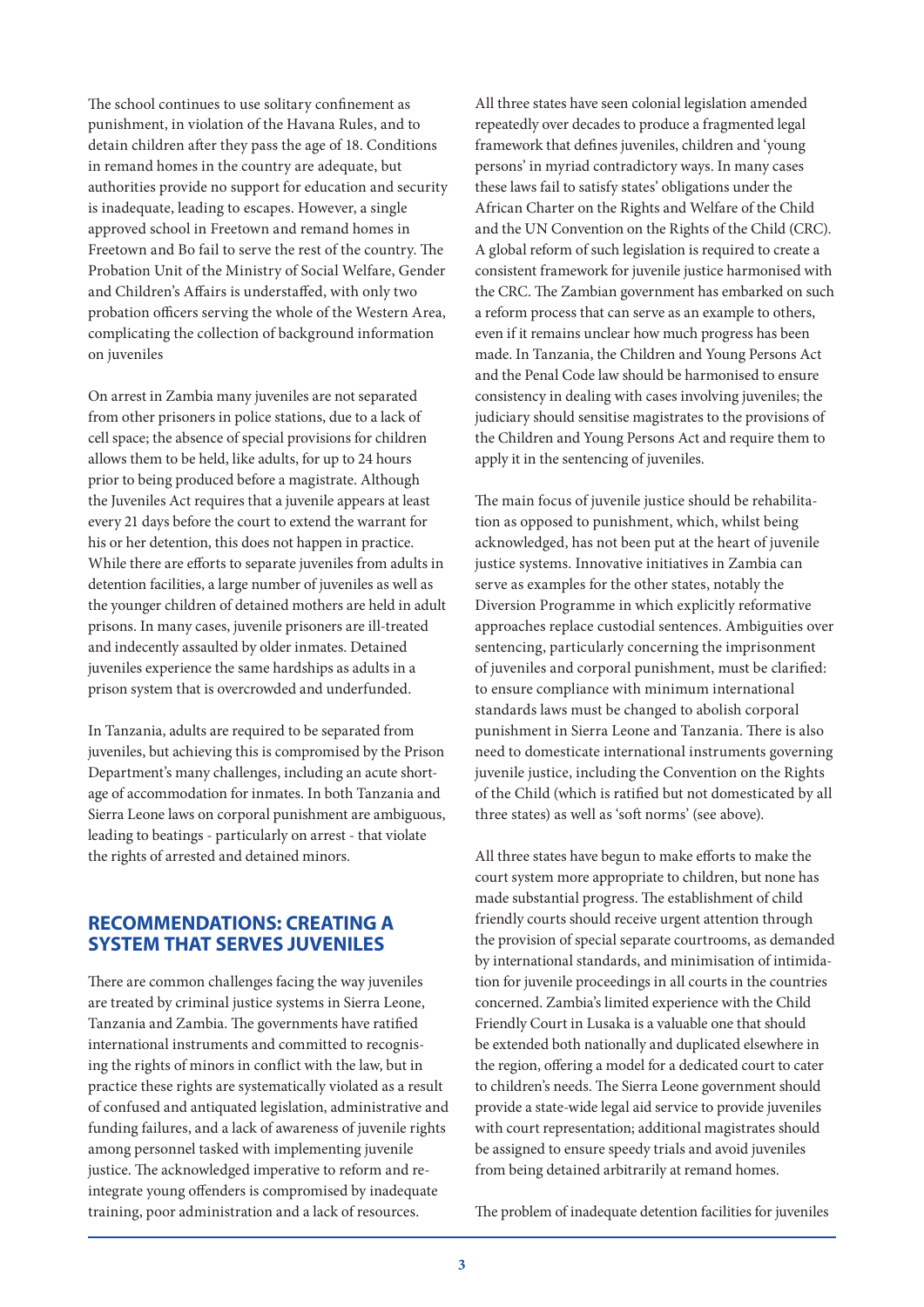The school continues to use solitary confinement as punishment, in violation of the Havana Rules, and to detain children after they pass the age of 18. Conditions in remand homes in the country are adequate, but authorities provide no support for education and security is inadequate, leading to escapes. However, a single approved school in Freetown and remand homes in Freetown and Bo fail to serve the rest of the country. The Probation Unit of the Ministry of Social Welfare, Gender and Children's Affairs is understaffed, with only two probation officers serving the whole of the Western Area, complicating the collection of background information on juveniles

On arrest in Zambia many juveniles are not separated from other prisoners in police stations, due to a lack of cell space; the absence of special provisions for children allows them to be held, like adults, for up to 24 hours prior to being produced before a magistrate. Although the Juveniles Act requires that a juvenile appears at least every 21 days before the court to extend the warrant for his or her detention, this does not happen in practice. While there are efforts to separate juveniles from adults in detention facilities, a large number of juveniles as well as the younger children of detained mothers are held in adult prisons. In many cases, juvenile prisoners are ill-treated and indecently assaulted by older inmates. Detained juveniles experience the same hardships as adults in a prison system that is overcrowded and underfunded.

In Tanzania, adults are required to be separated from juveniles, but achieving this is compromised by the Prison Department's many challenges, including an acute shortage of accommodation for inmates. In both Tanzania and Sierra Leone laws on corporal punishment are ambiguous, leading to beatings - particularly on arrest - that violate the rights of arrested and detained minors.

## RECOMMENDATIONS: CREATING A SYSTEM THAT SERVES JUVENILES

There are common challenges facing the way juveniles are treated by criminal justice systems in Sierra Leone, Tanzania and Zambia. The governments have ratified international instruments and committed to recognising the rights of minors in conflict with the law, but in practice these rights are systematically violated as a result of confused and antiquated legislation, administrative and funding failures, and a lack of awareness of juvenile rights among personnel tasked with implementing juvenile justice. The acknowledged imperative to reform and reintegrate young offenders is compromised by inadequate training, poor administration and a lack of resources.

All three states have seen colonial legislation amended repeatedly over decades to produce a fragmented legal framework that defines juveniles, children and 'young persons' in myriad contradictory ways. In many cases these laws fail to satisfy states' obligations under the African Charter on the Rights and Welfare of the Child and the UN Convention on the Rights of the Child (CRC). A global reform of such legislation is required to create a consistent framework for juvenile justice harmonised with the CRC. The Zambian government has embarked on such a reform process that can serve as an example to others, even if it remains unclear how much progress has been made. In Tanzania, the Children and Young Persons Act and the Penal Code law should be harmonised to ensure consistency in dealing with cases involving juveniles; the judiciary should sensitise magistrates to the provisions of the Children and Young Persons Act and require them to apply it in the sentencing of juveniles.

The main focus of juvenile justice should be rehabilitation as opposed to punishment, which, whilst being acknowledged, has not been put at the heart of juvenile justice systems. Innovative initiatives in Zambia can serve as examples for the other states, notably the Diversion Programme in which explicitly reformative approaches replace custodial sentences. Ambiguities over sentencing, particularly concerning the imprisonment of juveniles and corporal punishment, must be clarified: to ensure compliance with minimum international standards laws must be changed to abolish corporal punishment in Sierra Leone and Tanzania. There is also need to domesticate international instruments governing juvenile justice, including the Convention on the Rights of the Child (which is ratified but not domesticated by all three states) as well as 'soft norms' (see above).

All three states have begun to make efforts to make the court system more appropriate to children, but none has made substantial progress. The establishment of child friendly courts should receive urgent attention through the provision of special separate courtrooms, as demanded by international standards, and minimisation of intimidation for juvenile proceedings in all courts in the countries concerned. Zambia's limited experience with the Child Friendly Court in Lusaka is a valuable one that should be extended both nationally and duplicated elsewhere in the region, offering a model for a dedicated court to cater to children's needs. The Sierra Leone government should provide a state-wide legal aid service to provide juveniles with court representation; additional magistrates should be assigned to ensure speedy trials and avoid juveniles from being detained arbitrarily at remand homes.

The problem of inadequate detention facilities for juveniles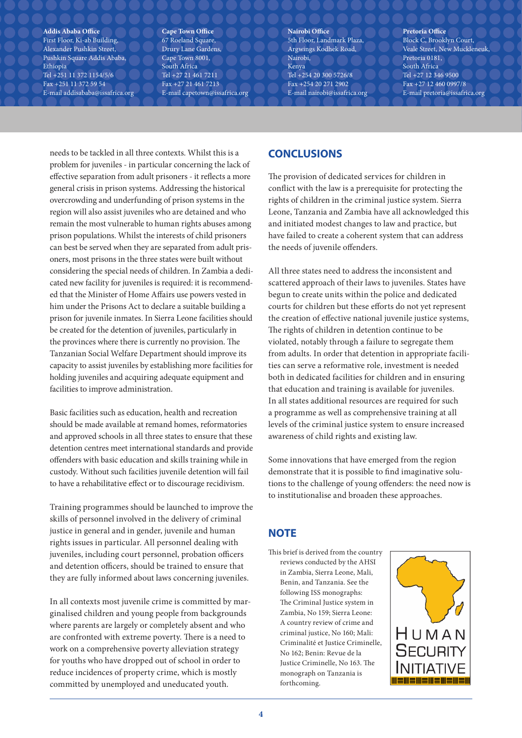**Addis Ababa Office**
First Floor, Ki-ab Building,
Alexander Pushkin Street,
Pushkin Square Addis Ababa,
Ethiopia
Tel +251 11 372 1154/5/6
Fax +251 11 372 59 54
E-mail addisababa@issafrica.org

**Cape Town Office**
67 Roeland Square,
Drury Lane Gardens,
Cape Town 8001,
South Africa
Tel +27 21 461 7211
Fax +27 21 461 7213
E-mail capetown@issafrica.org

**Nairobi Office**
5th Floor, Landmark Plaza,
Argwings Kodhek Road,
Nairobi,
Kenya
Tel +254 20 300 5726/8
Fax +254 20 271 2902
E-mail nairobi@issafrica.org

**Pretoria Office**
Block C, Brooklyn Court,
Veale Street, New Muckleneuk,
Pretoria 0181,
South Africa
Tel +27 12 346 9500
Fax +27 12 460 0997/8
E-mail pretoria@issafrica.org

needs to be tackled in all three contexts. Whilst this is a problem for juveniles - in particular concerning the lack of effective separation from adult prisoners - it reflects a more general crisis in prison systems. Addressing the historical overcrowding and underfunding of prison systems in the region will also assist juveniles who are detained and who remain the most vulnerable to human rights abuses among prison populations. Whilst the interests of child prisoners can best be served when they are separated from adult prisoners, most prisons in the three states were built without considering the special needs of children. In Zambia a dedicated new facility for juveniles is required: it is recommended that the Minister of Home Affairs use powers vested in him under the Prisons Act to declare a suitable building a prison for juvenile inmates. In Sierra Leone facilities should be created for the detention of juveniles, particularly in the provinces where there is currently no provision. The Tanzanian Social Welfare Department should improve its capacity to assist juveniles by establishing more facilities for holding juveniles and acquiring adequate equipment and facilities to improve administration.

Basic facilities such as education, health and recreation should be made available at remand homes, reformatories and approved schools in all three states to ensure that these detention centres meet international standards and provide offenders with basic education and skills training while in custody. Without such facilities juvenile detention will fail to have a rehabilitative effect or to discourage recidivism.

Training programmes should be launched to improve the skills of personnel involved in the delivery of criminal justice in general and in gender, juvenile and human rights issues in particular. All personnel dealing with juveniles, including court personnel, probation officers and detention officers, should be trained to ensure that they are fully informed about laws concerning juveniles.

In all contexts most juvenile crime is committed by marginalised children and young people from backgrounds where parents are largely or completely absent and who are confronted with extreme poverty. There is a need to work on a comprehensive poverty alleviation strategy for youths who have dropped out of school in order to reduce incidences of property crime, which is mostly committed by unemployed and uneducated youth.

## CONCLUSIONS

The provision of dedicated services for children in conflict with the law is a prerequisite for protecting the rights of children in the criminal justice system. Sierra Leone, Tanzania and Zambia have all acknowledged this and initiated modest changes to law and practice, but have failed to create a coherent system that can address the needs of juvenile offenders.

All three states need to address the inconsistent and scattered approach of their laws to juveniles. States have begun to create units within the police and dedicated courts for children but these efforts do not yet represent the creation of effective national juvenile justice systems, The rights of children in detention continue to be violated, notably through a failure to segregate them from adults. In order that detention in appropriate facilities can serve a reformative role, investment is needed both in dedicated facilities for children and in ensuring that education and training is available for juveniles. In all states additional resources are required for such a programme as well as comprehensive training at all levels of the criminal justice system to ensure increased awareness of child rights and existing law.

Some innovations that have emerged from the region demonstrate that it is possible to find imaginative solutions to the challenge of young offenders: the need now is to institutionalise and broaden these approaches.

## NOTE

This brief is derived from the country reviews conducted by the AHSI in Zambia, Sierra Leone, Mali, Benin, and Tanzania. See the following ISS monographs: The Criminal Justice system in Zambia, No 159; Sierra Leone: A country review of crime and criminal justice, No 160; Mali: Criminalité et Justice Criminelle, No 162; Benin: Revue de la Justice Criminelle, No 163. The monograph on Tanzania is forthcoming.

HUMAN SECURITY INITIATIVE